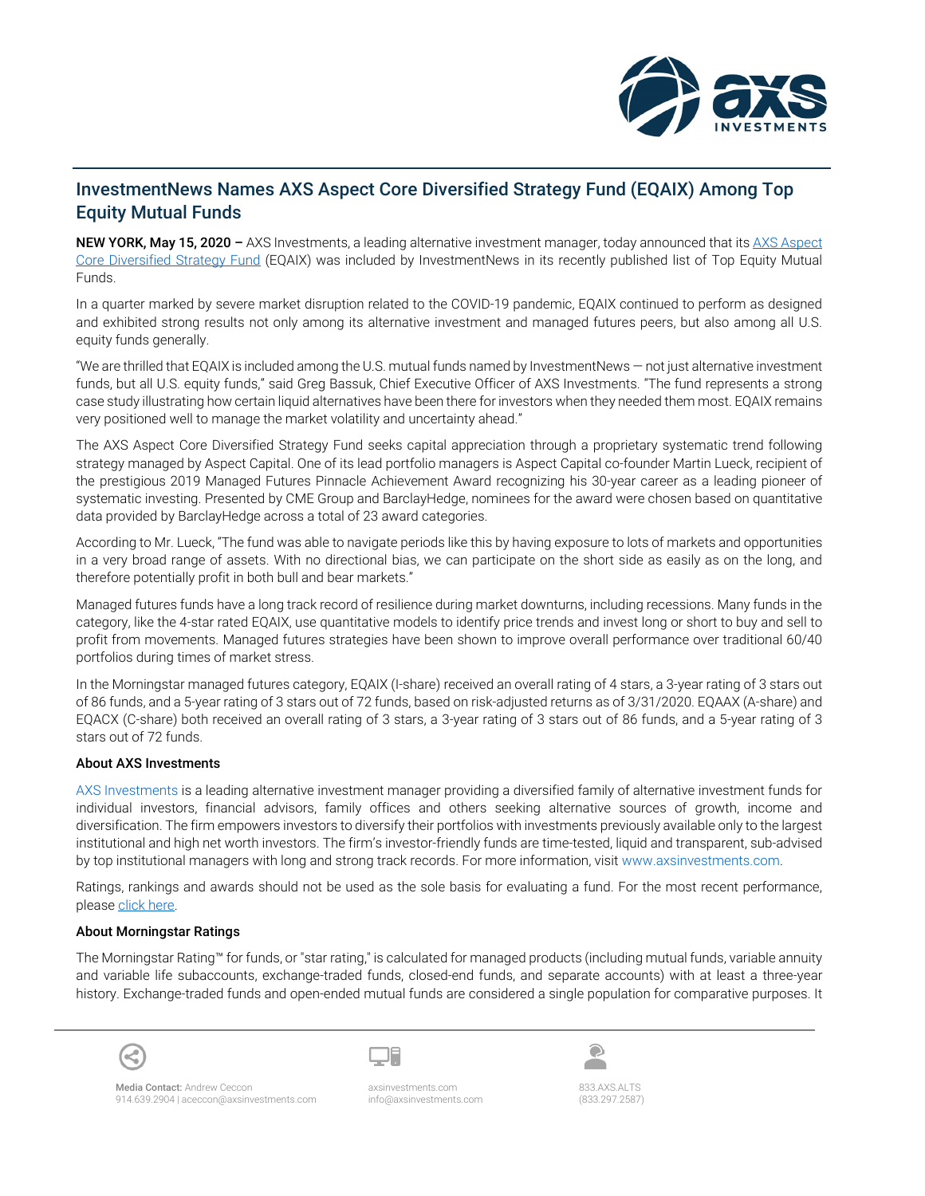# InvestmentNews Names AXS Aspect Core Diversified Strategy Fund (EQAIX) Among Top Equity Mutual Funds

**NEW YORK, May 15, 2020 –** AXS Investments, a leading alternative investment manager, today announced that its AXS Aspect Core Diversified Strategy Fund (EQAIX) was included by InvestmentNews in its recently published list of Top Equity Mutual Funds.

In a quarter marked by severe market disruption related to the COVID-19 pandemic, EQAIX continued to perform as designed and exhibited strong results not only among its alternative investment and managed futures peers, but also among all U.S. equity funds generally.

"We are thrilled that EQAIX is included among the U.S. mutual funds named by InvestmentNews — not just alternative investment funds, but all U.S. equity funds," said Greg Bassuk, Chief Executive Officer of AXS Investments. "The fund represents a strong case study illustrating how certain liquid alternatives have been there for investors when they needed them most. EQAIX remains very positioned well to manage the market volatility and uncertainty ahead."

The AXS Aspect Core Diversified Strategy Fund seeks capital appreciation through a proprietary systematic trend following strategy managed by Aspect Capital. One of its lead portfolio managers is Aspect Capital co-founder Martin Lueck, recipient of the prestigious 2019 Managed Futures Pinnacle Achievement Award recognizing his 30-year career as a leading pioneer of systematic investing. Presented by CME Group and BarclayHedge, nominees for the award were chosen based on quantitative data provided by BarclayHedge across a total of 23 award categories.

According to Mr. Lueck, "The fund was able to navigate periods like this by having exposure to lots of markets and opportunities in a very broad range of assets. With no directional bias, we can participate on the short side as easily as on the long, and therefore potentially profit in both bull and bear markets."

Managed futures funds have a long track record of resilience during market downturns, including recessions. Many funds in the category, like the 4-star rated EQAIX, use quantitative models to identify price trends and invest long or short to buy and sell to profit from movements. Managed futures strategies have been shown to improve overall performance over traditional 60/40 portfolios during times of market stress.

In the Morningstar managed futures category, EQAIX (I-share) received an overall rating of 4 stars, a 3-year rating of 3 stars out of 86 funds, and a 5-year rating of 3 stars out of 72 funds, based on risk-adjusted returns as of 3/31/2020. EQAAX (A-share) and EQACX (C-share) both received an overall rating of 3 stars, a 3-year rating of 3 stars out of 86 funds, and a 5-year rating of 3 stars out of 72 funds.

### About AXS Investments

AXS Investments is a leading alternative investment manager providing a diversified family of alternative investment funds for individual investors, financial advisors, family offices and others seeking alternative sources of growth, income and diversification. The firm empowers investors to diversify their portfolios with investments previously available only to the largest institutional and high net worth investors. The firm's investor-friendly funds are time-tested, liquid and transparent, sub-advised by top institutional managers with long and strong track records. For more information, visit www.axsinvestments.com.

Ratings, rankings and awards should not be used as the sole basis for evaluating a fund. For the most recent performance, please click here.

### About Morningstar Ratings

The Morningstar Rating™ for funds, or "star rating," is calculated for managed products (including mutual funds, variable annuity and variable life subaccounts, exchange-traded funds, closed-end funds, and separate accounts) with at least a three-year history. Exchange-traded funds and open-ended mutual funds are considered a single population for comparative purposes. It

**Media Contact:** Andrew Ceccon
914.639.2904 | aceccon@axsinvestments.com

axsinvestments.com
info@axsinvestments.com

833.AXS.ALTS
(833.297.2587)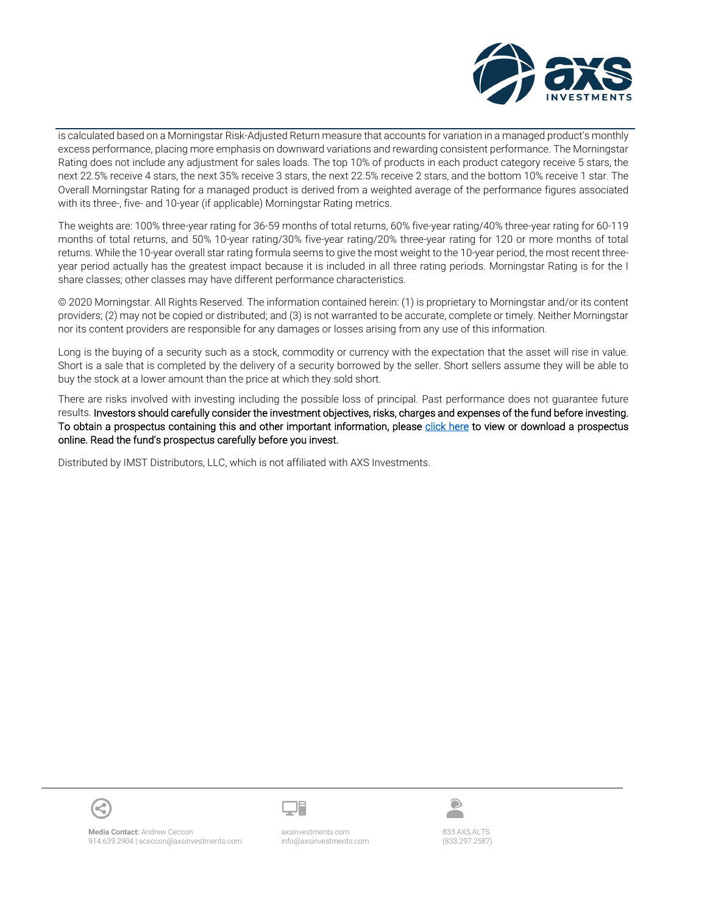is calculated based on a Morningstar Risk-Adjusted Return measure that accounts for variation in a managed product's monthly excess performance, placing more emphasis on downward variations and rewarding consistent performance. The Morningstar Rating does not include any adjustment for sales loads. The top 10% of products in each product category receive 5 stars, the next 22.5% receive 4 stars, the next 35% receive 3 stars, the next 22.5% receive 2 stars, and the bottom 10% receive 1 star. The Overall Morningstar Rating for a managed product is derived from a weighted average of the performance figures associated with its three-, five- and 10-year (if applicable) Morningstar Rating metrics.

The weights are: 100% three-year rating for 36-59 months of total returns, 60% five-year rating/40% three-year rating for 60-119 months of total returns, and 50% 10-year rating/30% five-year rating/20% three-year rating for 120 or more months of total returns. While the 10-year overall star rating formula seems to give the most weight to the 10-year period, the most recent three-year period actually has the greatest impact because it is included in all three rating periods. Morningstar Rating is for the I share classes; other classes may have different performance characteristics.

© 2020 Morningstar. All Rights Reserved. The information contained herein: (1) is proprietary to Morningstar and/or its content providers; (2) may not be copied or distributed; and (3) is not warranted to be accurate, complete or timely. Neither Morningstar nor its content providers are responsible for any damages or losses arising from any use of this information.

Long is the buying of a security such as a stock, commodity or currency with the expectation that the asset will rise in value. Short is a sale that is completed by the delivery of a security borrowed by the seller. Short sellers assume they will be able to buy the stock at a lower amount than the price at which they sold short.

There are risks involved with investing including the possible loss of principal. Past performance does not guarantee future results. Investors should carefully consider the investment objectives, risks, charges and expenses of the fund before investing. To obtain a prospectus containing this and other important information, please click here to view or download a prospectus online. Read the fund's prospectus carefully before you invest.

Distributed by IMST Distributors, LLC, which is not affiliated with AXS Investments.

**Media Contact:** Andrew Ceccon
914.639.2904 | aceccon@axsinvestments.com

axsinvestments.com
info@axsinvestments.com

833.AXS.ALTS
(833.297.2587)